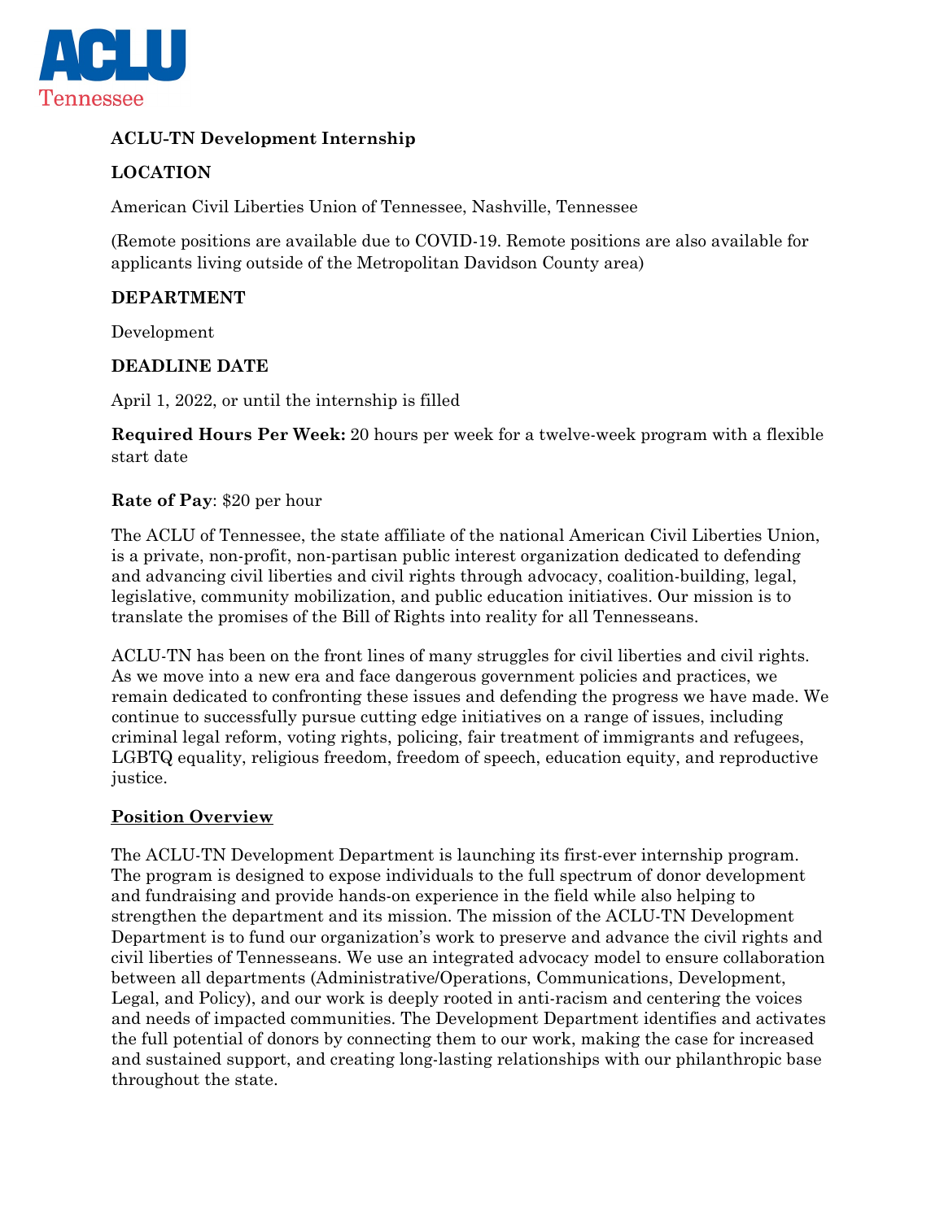ACLU
Tennessee

**ACLU-TN Development Internship**

**LOCATION**

American Civil Liberties Union of Tennessee, Nashville, Tennessee

(Remote positions are available due to COVID-19. Remote positions are also available for applicants living outside of the Metropolitan Davidson County area)

**DEPARTMENT**

Development

**DEADLINE DATE**

April 1, 2022, or until the internship is filled

**Required Hours Per Week:** 20 hours per week for a twelve-week program with a flexible start date

**Rate of Pay**: $20 per hour

The ACLU of Tennessee, the state affiliate of the national American Civil Liberties Union, is a private, non-profit, non-partisan public interest organization dedicated to defending and advancing civil liberties and civil rights through advocacy, coalition-building, legal, legislative, community mobilization, and public education initiatives. Our mission is to translate the promises of the Bill of Rights into reality for all Tennesseans.

ACLU-TN has been on the front lines of many struggles for civil liberties and civil rights. As we move into a new era and face dangerous government policies and practices, we remain dedicated to confronting these issues and defending the progress we have made. We continue to successfully pursue cutting edge initiatives on a range of issues, including criminal legal reform, voting rights, policing, fair treatment of immigrants and refugees, LGBTQ equality, religious freedom, freedom of speech, education equity, and reproductive justice.

**Position Overview**

The ACLU-TN Development Department is launching its first-ever internship program. The program is designed to expose individuals to the full spectrum of donor development and fundraising and provide hands-on experience in the field while also helping to strengthen the department and its mission. The mission of the ACLU-TN Development Department is to fund our organization's work to preserve and advance the civil rights and civil liberties of Tennesseans. We use an integrated advocacy model to ensure collaboration between all departments (Administrative/Operations, Communications, Development, Legal, and Policy), and our work is deeply rooted in anti-racism and centering the voices and needs of impacted communities. The Development Department identifies and activates the full potential of donors by connecting them to our work, making the case for increased and sustained support, and creating long-lasting relationships with our philanthropic base throughout the state.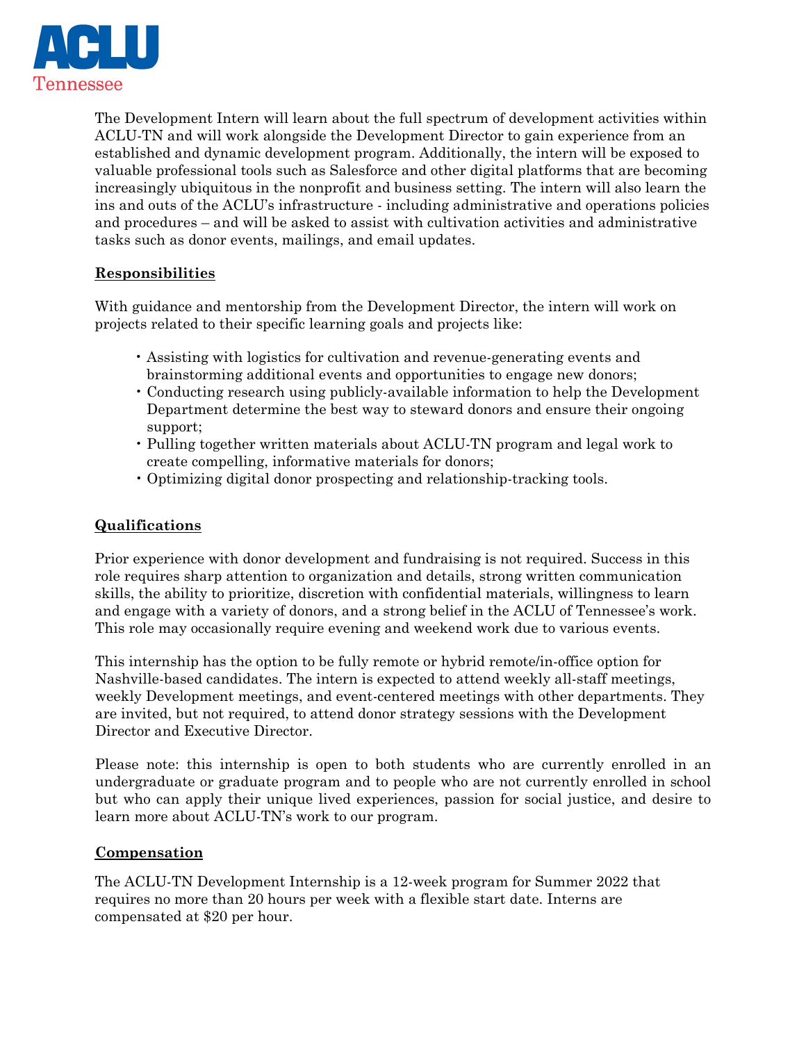The Development Intern will learn about the full spectrum of development activities within ACLU-TN and will work alongside the Development Director to gain experience from an established and dynamic development program. Additionally, the intern will be exposed to valuable professional tools such as Salesforce and other digital platforms that are becoming increasingly ubiquitous in the nonprofit and business setting. The intern will also learn the ins and outs of the ACLU's infrastructure - including administrative and operations policies and procedures – and will be asked to assist with cultivation activities and administrative tasks such as donor events, mailings, and email updates.

**Responsibilities**

With guidance and mentorship from the Development Director, the intern will work on projects related to their specific learning goals and projects like:

- Assisting with logistics for cultivation and revenue-generating events and brainstorming additional events and opportunities to engage new donors;
- Conducting research using publicly-available information to help the Development Department determine the best way to steward donors and ensure their ongoing support;
- Pulling together written materials about ACLU-TN program and legal work to create compelling, informative materials for donors;
- Optimizing digital donor prospecting and relationship-tracking tools.

**Qualifications**

Prior experience with donor development and fundraising is not required. Success in this role requires sharp attention to organization and details, strong written communication skills, the ability to prioritize, discretion with confidential materials, willingness to learn and engage with a variety of donors, and a strong belief in the ACLU of Tennessee's work. This role may occasionally require evening and weekend work due to various events.

This internship has the option to be fully remote or hybrid remote/in-office option for Nashville-based candidates. The intern is expected to attend weekly all-staff meetings, weekly Development meetings, and event-centered meetings with other departments. They are invited, but not required, to attend donor strategy sessions with the Development Director and Executive Director.

Please note: this internship is open to both students who are currently enrolled in an undergraduate or graduate program and to people who are not currently enrolled in school but who can apply their unique lived experiences, passion for social justice, and desire to learn more about ACLU-TN's work to our program.

**Compensation**

The ACLU-TN Development Internship is a 12-week program for Summer 2022 that requires no more than 20 hours per week with a flexible start date. Interns are compensated at $20 per hour.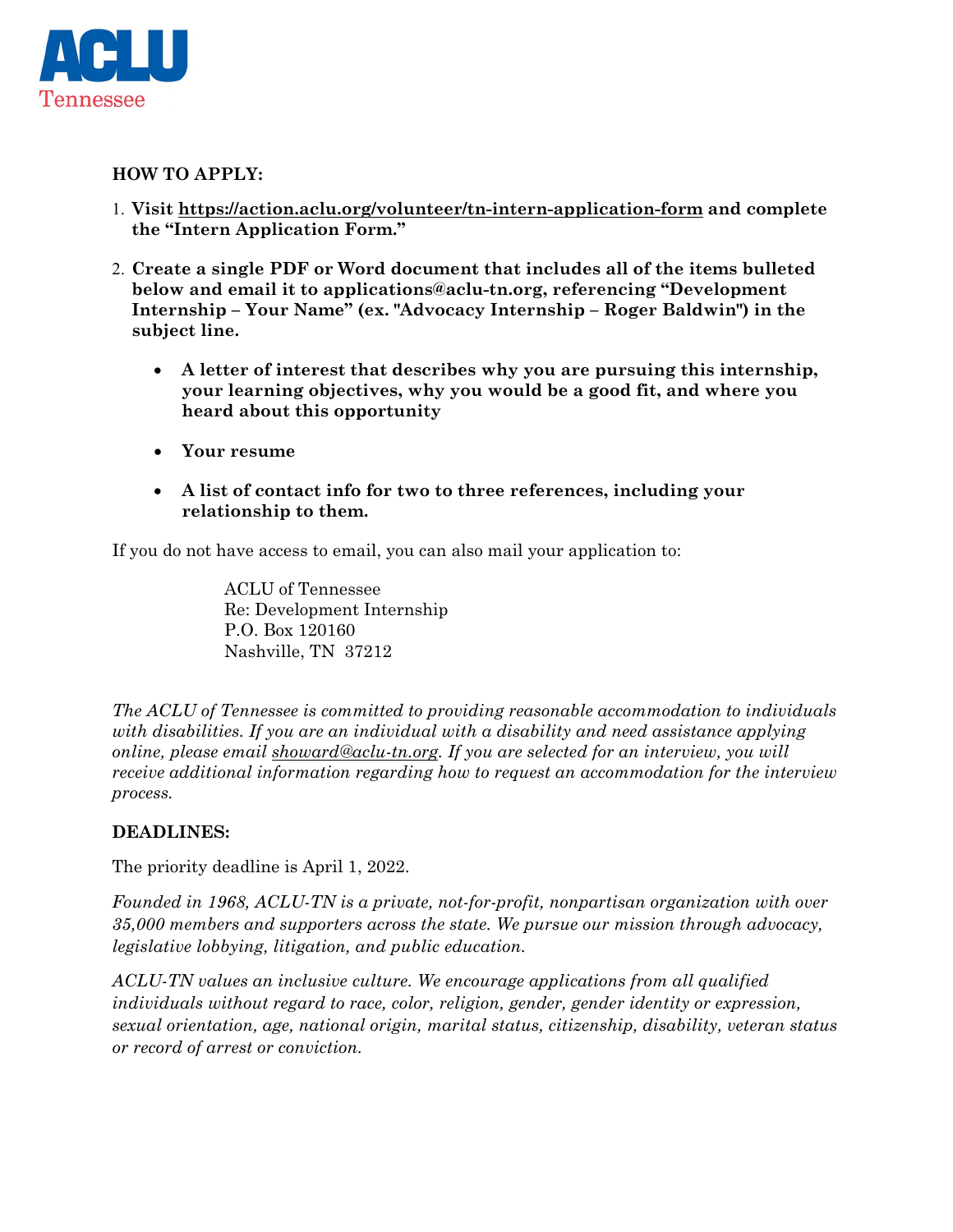ACLU
Tennessee

**HOW TO APPLY:**

1. **Visit https://action.aclu.org/volunteer/tn-intern-application-form and complete the "Intern Application Form."**

2. **Create a single PDF or Word document that includes all of the items bulleted below and email it to applications@aclu-tn.org, referencing "Development Internship – Your Name" (ex. "Advocacy Internship – Roger Baldwin") in the subject line.**

   - **A letter of interest that describes why you are pursuing this internship, your learning objectives, why you would be a good fit, and where you heard about this opportunity**
   - **Your resume**
   - **A list of contact info for two to three references, including your relationship to them.**

If you do not have access to email, you can also mail your application to:

ACLU of Tennessee
Re: Development Internship
P.O. Box 120160
Nashville, TN 37212

*The ACLU of Tennessee is committed to providing reasonable accommodation to individuals with disabilities. If you are an individual with a disability and need assistance applying online, please email showard@aclu-tn.org. If you are selected for an interview, you will receive additional information regarding how to request an accommodation for the interview process.*

**DEADLINES:**

The priority deadline is April 1, 2022.

*Founded in 1968, ACLU-TN is a private, not-for-profit, nonpartisan organization with over 35,000 members and supporters across the state. We pursue our mission through advocacy, legislative lobbying, litigation, and public education.*

*ACLU-TN values an inclusive culture. We encourage applications from all qualified individuals without regard to race, color, religion, gender, gender identity or expression, sexual orientation, age, national origin, marital status, citizenship, disability, veteran status or record of arrest or conviction.*